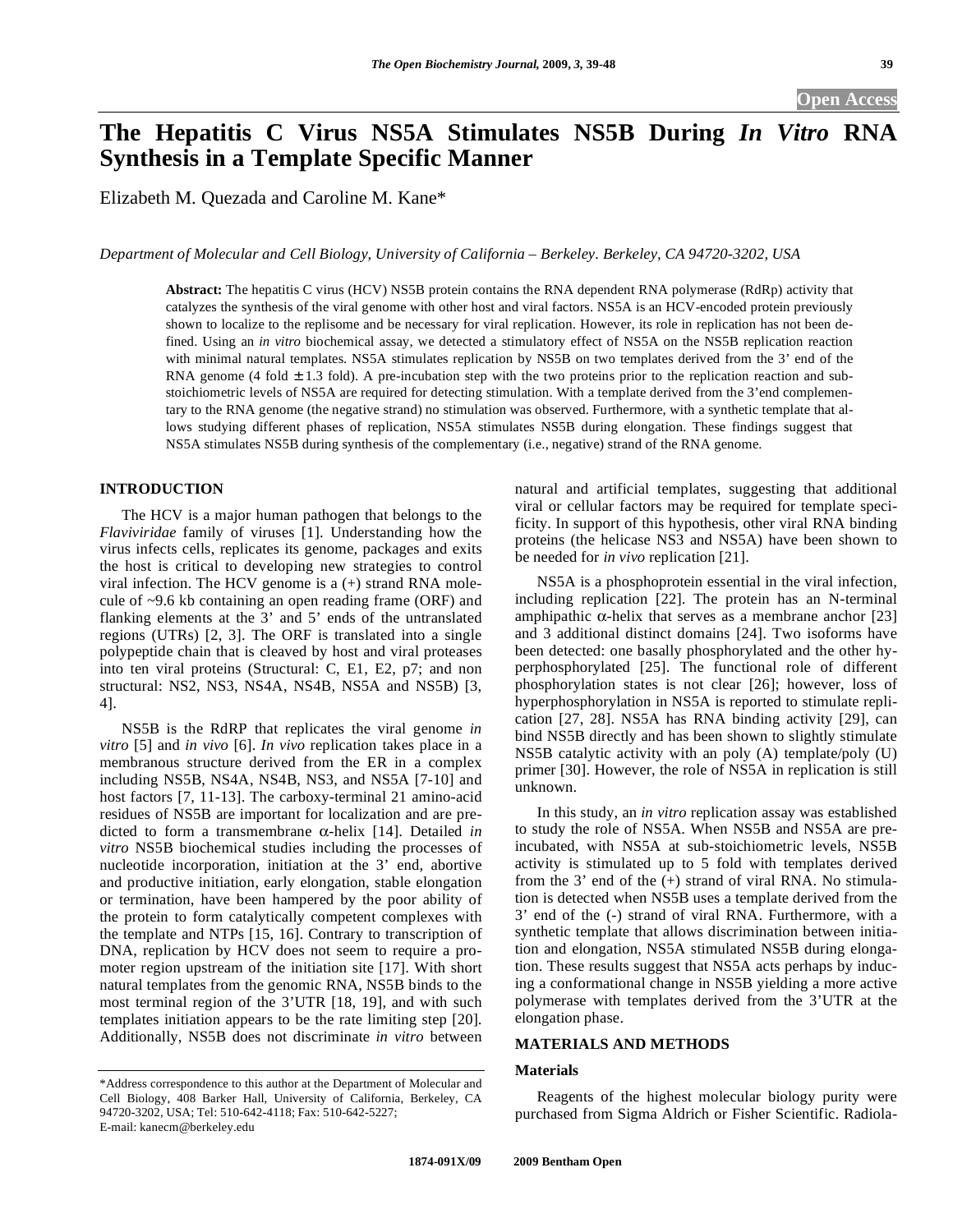Open Access

# The Hepatitis C Virus NS5A Stimulates NS5B During *In Vitro* RNA Synthesis in a Template Specific Manner

Elizabeth M. Quezada and Caroline M. Kane*

*Department of Molecular and Cell Biology, University of California – Berkeley. Berkeley, CA 94720-3202, USA*

**Abstract:** The hepatitis C virus (HCV) NS5B protein contains the RNA dependent RNA polymerase (RdRp) activity that catalyzes the synthesis of the viral genome with other host and viral factors. NS5A is an HCV-encoded protein previously shown to localize to the replisome and be necessary for viral replication. However, its role in replication has not been defined. Using an *in vitro* biochemical assay, we detected a stimulatory effect of NS5A on the NS5B replication reaction with minimal natural templates. NS5A stimulates replication by NS5B on two templates derived from the 3' end of the RNA genome (4 fold ± 1.3 fold). A pre-incubation step with the two proteins prior to the replication reaction and sub-stoichiometric levels of NS5A are required for detecting stimulation. With a template derived from the 3'end complementary to the RNA genome (the negative strand) no stimulation was observed. Furthermore, with a synthetic template that allows studying different phases of replication, NS5A stimulates NS5B during elongation. These findings suggest that NS5A stimulates NS5B during synthesis of the complementary (i.e., negative) strand of the RNA genome.

## INTRODUCTION

The HCV is a major human pathogen that belongs to the *Flaviviridae* family of viruses [1]. Understanding how the virus infects cells, replicates its genome, packages and exits the host is critical to developing new strategies to control viral infection. The HCV genome is a (+) strand RNA molecule of ~9.6 kb containing an open reading frame (ORF) and flanking elements at the 3' and 5' ends of the untranslated regions (UTRs) [2, 3]. The ORF is translated into a single polypeptide chain that is cleaved by host and viral proteases into ten viral proteins (Structural: C, E1, E2, p7; and non structural: NS2, NS3, NS4A, NS4B, NS5A and NS5B) [3, 4].

NS5B is the RdRP that replicates the viral genome *in vitro* [5] and *in vivo* [6]. *In vivo* replication takes place in a membranous structure derived from the ER in a complex including NS5B, NS4A, NS4B, NS3, and NS5A [7-10] and host factors [7, 11-13]. The carboxy-terminal 21 amino-acid residues of NS5B are important for localization and are predicted to form a transmembrane α-helix [14]. Detailed *in vitro* NS5B biochemical studies including the processes of nucleotide incorporation, initiation at the 3' end, abortive and productive initiation, early elongation, stable elongation or termination, have been hampered by the poor ability of the protein to form catalytically competent complexes with the template and NTPs [15, 16]. Contrary to transcription of DNA, replication by HCV does not seem to require a promoter region upstream of the initiation site [17]. With short natural templates from the genomic RNA, NS5B binds to the most terminal region of the 3'UTR [18, 19], and with such templates initiation appears to be the rate limiting step [20]. Additionally, NS5B does not discriminate *in vitro* between natural and artificial templates, suggesting that additional viral or cellular factors may be required for template specificity. In support of this hypothesis, other viral RNA binding proteins (the helicase NS3 and NS5A) have been shown to be needed for *in vivo* replication [21].

NS5A is a phosphoprotein essential in the viral infection, including replication [22]. The protein has an N-terminal amphipathic α-helix that serves as a membrane anchor [23] and 3 additional distinct domains [24]. Two isoforms have been detected: one basally phosphorylated and the other hyperphosphorylated [25]. The functional role of different phosphorylation states is not clear [26]; however, loss of hyperphosphorylation in NS5A is reported to stimulate replication [27, 28]. NS5A has RNA binding activity [29], can bind NS5B directly and has been shown to slightly stimulate NS5B catalytic activity with an poly (A) template/poly (U) primer [30]. However, the role of NS5A in replication is still unknown.

In this study, an *in vitro* replication assay was established to study the role of NS5A. When NS5B and NS5A are preincubated, with NS5A at sub-stoichiometric levels, NS5B activity is stimulated up to 5 fold with templates derived from the 3' end of the (+) strand of viral RNA. No stimulation is detected when NS5B uses a template derived from the 3' end of the (-) strand of viral RNA. Furthermore, with a synthetic template that allows discrimination between initiation and elongation, NS5A stimulated NS5B during elongation. These results suggest that NS5A acts perhaps by inducing a conformational change in NS5B yielding a more active polymerase with templates derived from the 3'UTR at the elongation phase.

## MATERIALS AND METHODS

### Materials

Reagents of the highest molecular biology purity were purchased from Sigma Aldrich or Fisher Scientific. Radiola-

*Address correspondence to this author at the Department of Molecular and Cell Biology, 408 Barker Hall, University of California, Berkeley, CA 94720-3202, USA; Tel: 510-642-4118; Fax: 510-642-5227; E-mail: kanecm@berkeley.edu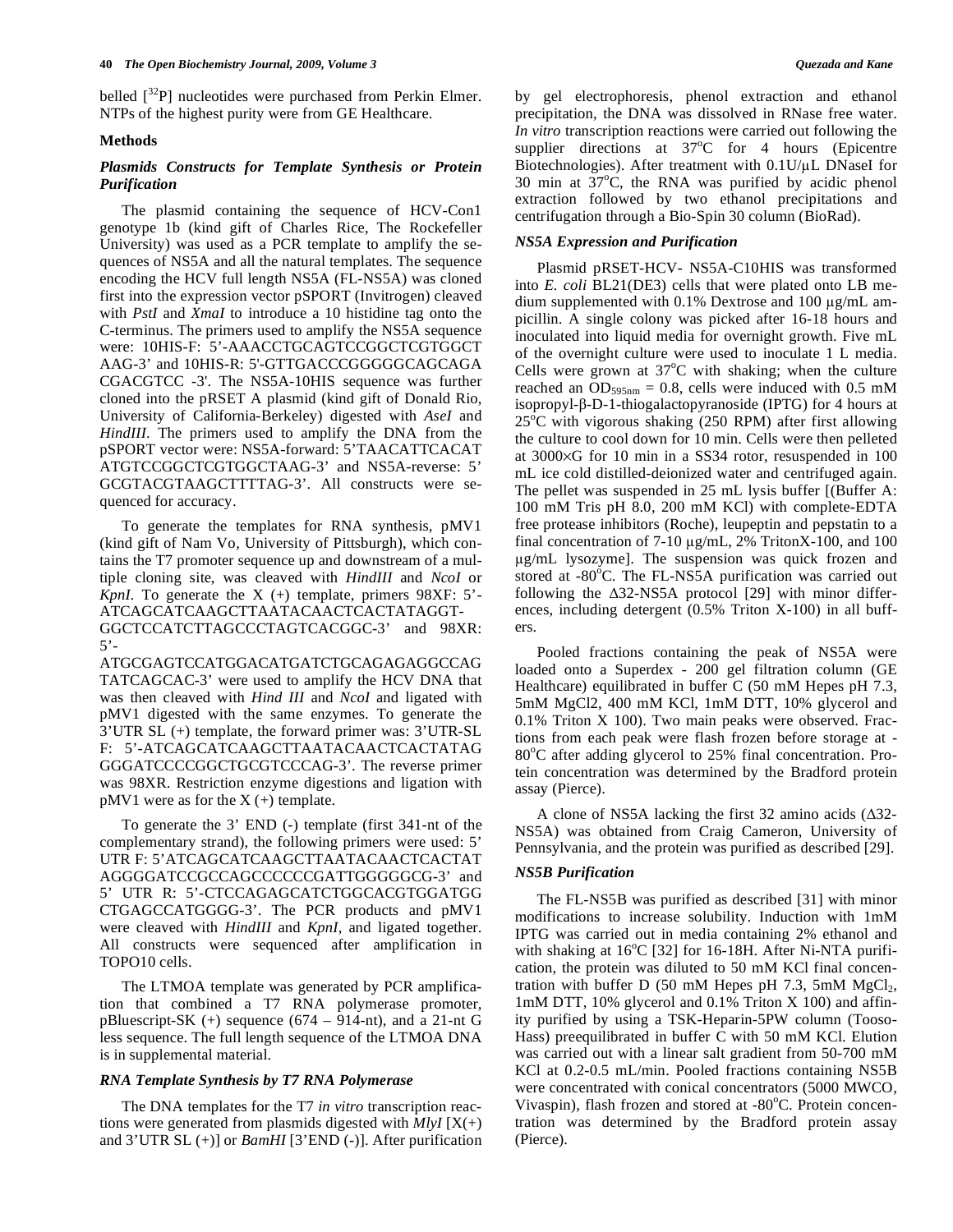belled [$^{32}$P] nucleotides were purchased from Perkin Elmer. NTPs of the highest purity were from GE Healthcare.

### Methods

#### *Plasmids Constructs for Template Synthesis or Protein Purification*

The plasmid containing the sequence of HCV-Con1 genotype 1b (kind gift of Charles Rice, The Rockefeller University) was used as a PCR template to amplify the sequences of NS5A and all the natural templates. The sequence encoding the HCV full length NS5A (FL-NS5A) was cloned first into the expression vector pSPORT (Invitrogen) cleaved with *PstI* and *XmaI* to introduce a 10 histidine tag onto the C-terminus. The primers used to amplify the NS5A sequence were: 10HIS-F: 5'-AAACCTGCAGTCCGGCTCGTGGCT AAG-3' and 10HIS-R: 5'-GTTGACCCGGGGGCAGCAGA CGACGTCC -3'. The NS5A-10HIS sequence was further cloned into the pRSET A plasmid (kind gift of Donald Rio, University of California-Berkeley) digested with *AseI* and *HindIII*. The primers used to amplify the DNA from the pSPORT vector were: NS5A-forward: 5'TAACATTCACAT ATGTCCGGCTCGTGGCTAAG-3' and NS5A-reverse: 5' GCGTACGTAAGCTTTTAG-3'. All constructs were sequenced for accuracy.

To generate the templates for RNA synthesis, pMV1 (kind gift of Nam Vo, University of Pittsburgh), which contains the T7 promoter sequence up and downstream of a multiple cloning site, was cleaved with *HindIII* and *NcoI* or *KpnI*. To generate the X (+) template, primers 98XF: 5'-ATCAGCATCAAGCTTAATACAACTCACTATAGGT-GGCTCCATCTTAGCCCTAGTCACGGC-3' and 98XR: 5'-ATGCGAGTCCATGGACATGATCTGCAGAGAGGCCAG TATCAGCAC-3' were used to amplify the HCV DNA that was then cleaved with *Hind III* and *NcoI* and ligated with pMV1 digested with the same enzymes. To generate the 3'UTR SL (+) template, the forward primer was: 3'UTR-SL F: 5'-ATCAGCATCAAGCTTAATACAACTCACTATAG GGGATCCCCGGCTGCGTCCCAG-3'. The reverse primer was 98XR. Restriction enzyme digestions and ligation with pMV1 were as for the X (+) template.

To generate the 3' END (-) template (first 341-nt of the complementary strand), the following primers were used: 5' UTR F: 5'ATCAGCATCAAGCTTAATACAACTCACTAT AGGGGATCCGCCAGCCCCCCGATTGGGGGCG-3' and 5' UTR R: 5'-CTCCAGAGCATCTGGCACGTGGATGG CTGAGCCATGGGG-3'. The PCR products and pMV1 were cleaved with *HindIII* and *KpnI*, and ligated together. All constructs were sequenced after amplification in TOPO10 cells.

The LTMOA template was generated by PCR amplification that combined a T7 RNA polymerase promoter, pBluescript-SK (+) sequence (674 – 914-nt), and a 21-nt G less sequence. The full length sequence of the LTMOA DNA is in supplemental material.

#### *RNA Template Synthesis by T7 RNA Polymerase*

The DNA templates for the T7 *in vitro* transcription reactions were generated from plasmids digested with *MlyI* [X(+) and 3'UTR SL (+)] or *BamHI* [3'END (-)]. After purification by gel electrophoresis, phenol extraction and ethanol precipitation, the DNA was dissolved in RNase free water. *In vitro* transcription reactions were carried out following the supplier directions at 37$^{o}$C for 4 hours (Epicentre Biotechnologies). After treatment with 0.1U/μL DNaseI for 30 min at 37$^{o}$C, the RNA was purified by acidic phenol extraction followed by two ethanol precipitations and centrifugation through a Bio-Spin 30 column (BioRad).

#### *NS5A Expression and Purification*

Plasmid pRSET-HCV- NS5A-C10HIS was transformed into *E. coli* BL21(DE3) cells that were plated onto LB medium supplemented with 0.1% Dextrose and 100 μg/mL ampicillin. A single colony was picked after 16-18 hours and inoculated into liquid media for overnight growth. Five mL of the overnight culture were used to inoculate 1 L media. Cells were grown at 37$^{o}$C with shaking; when the culture reached an $OD_{595nm}$ = 0.8, cells were induced with 0.5 mM isopropyl-β-D-1-thiogalactopyranoside (IPTG) for 4 hours at 25$^{o}$C with vigorous shaking (250 RPM) after first allowing the culture to cool down for 10 min. Cells were then pelleted at 3000×G for 10 min in a SS34 rotor, resuspended in 100 mL ice cold distilled-deionized water and centrifuged again. The pellet was suspended in 25 mL lysis buffer [(Buffer A: 100 mM Tris pH 8.0, 200 mM KCl) with complete-EDTA free protease inhibitors (Roche), leupeptin and pepstatin to a final concentration of 7-10 μg/mL, 2% TritonX-100, and 100 μg/mL lysozyme]. The suspension was quick frozen and stored at -80$^{o}$C. The FL-NS5A purification was carried out following the Δ32-NS5A protocol [29] with minor differences, including detergent (0.5% Triton X-100) in all buffers.

Pooled fractions containing the peak of NS5A were loaded onto a Superdex - 200 gel filtration column (GE Healthcare) equilibrated in buffer C (50 mM Hepes pH 7.3, 5mM MgCl2, 400 mM KCl, 1mM DTT, 10% glycerol and 0.1% Triton X 100). Two main peaks were observed. Fractions from each peak were flash frozen before storage at -80$^{o}$C after adding glycerol to 25% final concentration. Protein concentration was determined by the Bradford protein assay (Pierce).

A clone of NS5A lacking the first 32 amino acids (Δ32-NS5A) was obtained from Craig Cameron, University of Pennsylvania, and the protein was purified as described [29].

#### *NS5B Purification*

The FL-NS5B was purified as described [31] with minor modifications to increase solubility. Induction with 1mM IPTG was carried out in media containing 2% ethanol and with shaking at 16$^{o}$C [32] for 16-18H. After Ni-NTA purification, the protein was diluted to 50 mM KCl final concentration with buffer D (50 mM Hepes pH 7.3, 5mM $MgCl_2$, 1mM DTT, 10% glycerol and 0.1% Triton X 100) and affinity purified by using a TSK-Heparin-5PW column (Tooso-Hass) preequilibrated in buffer C with 50 mM KCl. Elution was carried out with a linear salt gradient from 50-700 mM KCl at 0.2-0.5 mL/min. Pooled fractions containing NS5B were concentrated with conical concentrators (5000 MWCO, Vivaspin), flash frozen and stored at -80$^{o}$C. Protein concentration was determined by the Bradford protein assay (Pierce).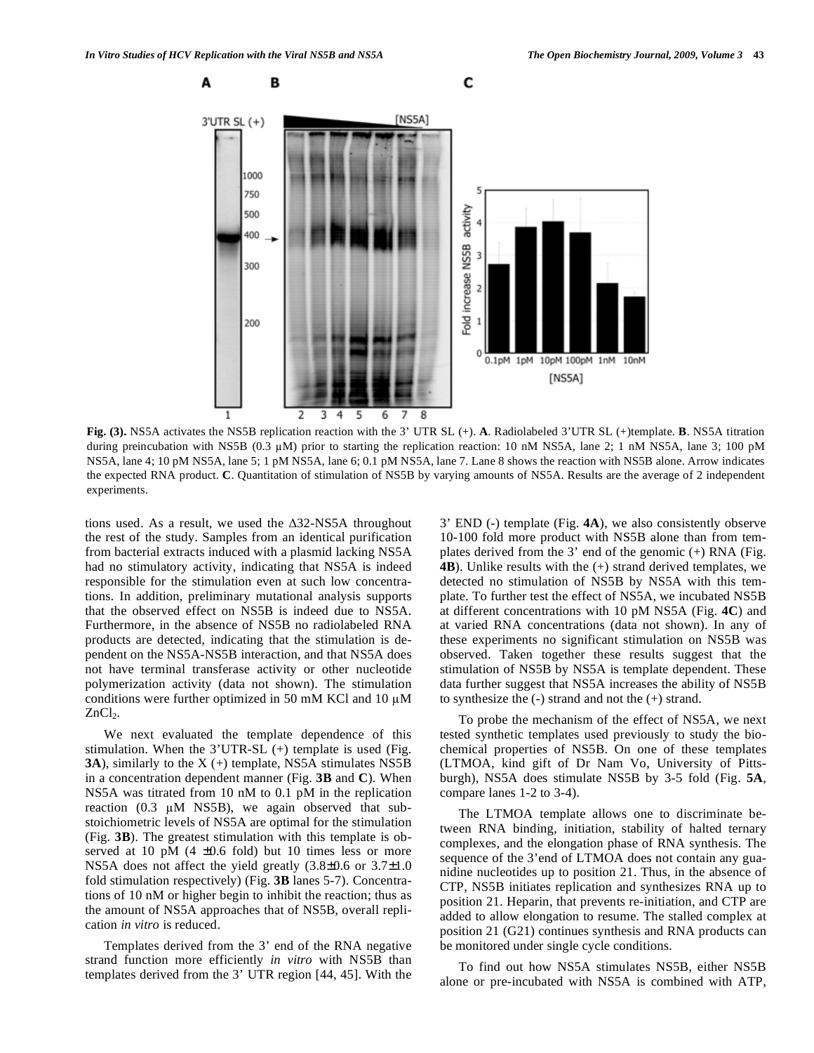**Fig. (3).** NS5A activates the NS5B replication reaction with the 3' UTR SL (+). **A**. Radiolabeled 3'UTR SL (+)template. **B**. NS5A titration during preincubation with NS5B (0.3 μM) prior to starting the replication reaction: 10 nM NS5A, lane 2; 1 nM NS5A, lane 3; 100 pM NS5A, lane 4; 10 pM NS5A, lane 5; 1 pM NS5A, lane 6; 0.1 pM NS5A, lane 7. Lane 8 shows the reaction with NS5B alone. Arrow indicates the expected RNA product. **C**. Quantitation of stimulation of NS5B by varying amounts of NS5A. Results are the average of 2 independent experiments.

tions used. As a result, we used the Δ32-NS5A throughout the rest of the study. Samples from an identical purification from bacterial extracts induced with a plasmid lacking NS5A had no stimulatory activity, indicating that NS5A is indeed responsible for the stimulation even at such low concentrations. In addition, preliminary mutational analysis supports that the observed effect on NS5B is indeed due to NS5A. Furthermore, in the absence of NS5B no radiolabeled RNA products are detected, indicating that the stimulation is dependent on the NS5A-NS5B interaction, and that NS5A does not have terminal transferase activity or other nucleotide polymerization activity (data not shown). The stimulation conditions were further optimized in 50 mM KCl and 10 μM $ZnCl_2$.

We next evaluated the template dependence of this stimulation. When the 3'UTR-SL (+) template is used (Fig. **3A**), similarly to the X (+) template, NS5A stimulates NS5B in a concentration dependent manner (Fig. **3B** and **C**). When NS5A was titrated from 10 nM to 0.1 pM in the replication reaction (0.3 μM NS5B), we again observed that substoichiometric levels of NS5A are optimal for the stimulation (Fig. **3B**). The greatest stimulation with this template is observed at 10 pM (4 ±0.6 fold) but 10 times less or more NS5A does not affect the yield greatly (3.8±0.6 or 3.7±1.0 fold stimulation respectively) (Fig. **3B** lanes 5-7). Concentrations of 10 nM or higher begin to inhibit the reaction; thus as the amount of NS5A approaches that of NS5B, overall replication *in vitro* is reduced.

Templates derived from the 3' end of the RNA negative strand function more efficiently *in vitro* with NS5B than templates derived from the 3' UTR region [44, 45]. With the 3' END (-) template (Fig. **4A**), we also consistently observe 10-100 fold more product with NS5B alone than from templates derived from the 3' end of the genomic (+) RNA (Fig. **4B**). Unlike results with the (+) strand derived templates, we detected no stimulation of NS5B by NS5A with this template. To further test the effect of NS5A, we incubated NS5B at different concentrations with 10 pM NS5A (Fig. **4C**) and at varied RNA concentrations (data not shown). In any of these experiments no significant stimulation on NS5B was observed. Taken together these results suggest that the stimulation of NS5B by NS5A is template dependent. These data further suggest that NS5A increases the ability of NS5B to synthesize the (-) strand and not the (+) strand.

To probe the mechanism of the effect of NS5A, we next tested synthetic templates used previously to study the biochemical properties of NS5B. On one of these templates (LTMOA, kind gift of Dr Nam Vo, University of Pittsburgh), NS5A does stimulate NS5B by 3-5 fold (Fig. **5A**, compare lanes 1-2 to 3-4).

The LTMOA template allows one to discriminate between RNA binding, initiation, stability of halted ternary complexes, and the elongation phase of RNA synthesis. The sequence of the 3'end of LTMOA does not contain any guanidine nucleotides up to position 21. Thus, in the absence of CTP, NS5B initiates replication and synthesizes RNA up to position 21. Heparin, that prevents re-initiation, and CTP are added to allow elongation to resume. The stalled complex at position 21 (G21) continues synthesis and RNA products can be monitored under single cycle conditions.

To find out how NS5A stimulates NS5B, either NS5B alone or pre-incubated with NS5A is combined with ATP,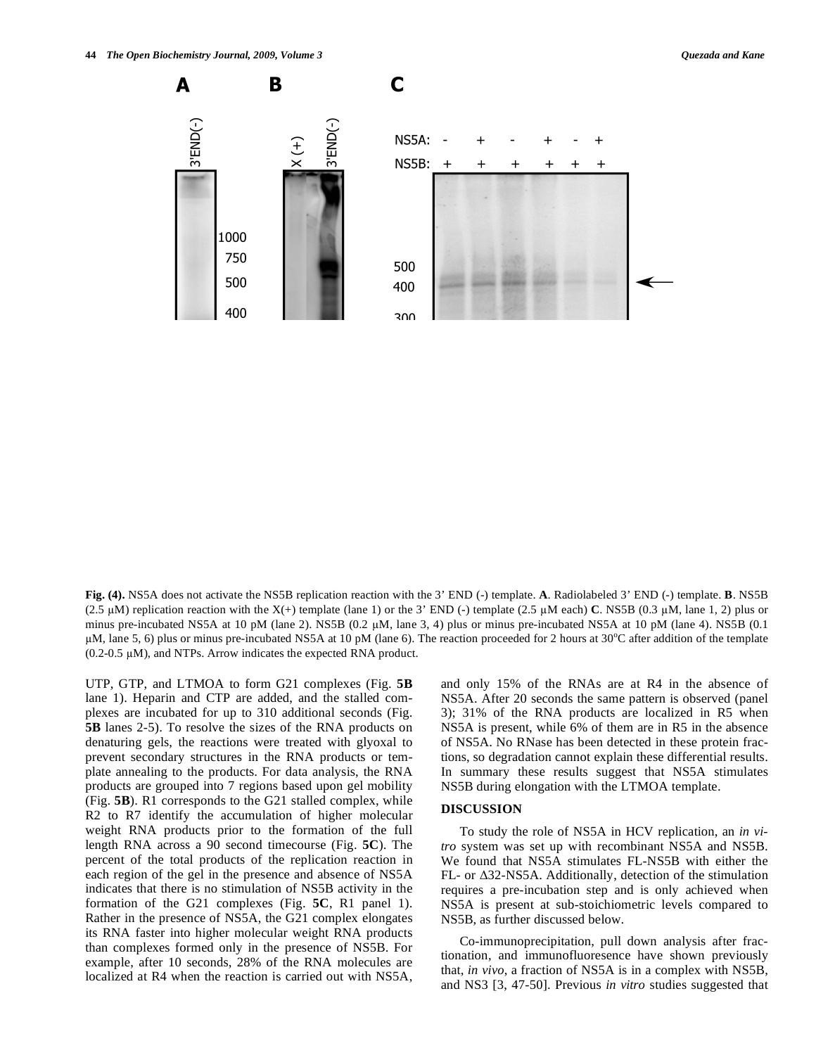**Fig. (4).** NS5A does not activate the NS5B replication reaction with the 3' END (-) template. **A**. Radiolabeled 3' END (-) template. **B**. NS5B (2.5 μM) replication reaction with the X(+) template (lane 1) or the 3' END (-) template (2.5 μM each) **C**. NS5B (0.3 μM, lane 1, 2) plus or minus pre-incubated NS5A at 10 pM (lane 2). NS5B (0.2 μM, lane 3, 4) plus or minus pre-incubated NS5A at 10 pM (lane 4). NS5B (0.1 μM, lane 5, 6) plus or minus pre-incubated NS5A at 10 pM (lane 6). The reaction proceeded for 2 hours at 30°C after addition of the template (0.2-0.5 μM), and NTPs. Arrow indicates the expected RNA product.

UTP, GTP, and LTMOA to form G21 complexes (Fig. **5B** lane 1). Heparin and CTP are added, and the stalled complexes are incubated for up to 310 additional seconds (Fig. **5B** lanes 2-5). To resolve the sizes of the RNA products on denaturing gels, the reactions were treated with glyoxal to prevent secondary structures in the RNA products or template annealing to the products. For data analysis, the RNA products are grouped into 7 regions based upon gel mobility (Fig. **5B**). R1 corresponds to the G21 stalled complex, while R2 to R7 identify the accumulation of higher molecular weight RNA products prior to the formation of the full length RNA across a 90 second timecourse (Fig. **5C**). The percent of the total products of the replication reaction in each region of the gel in the presence and absence of NS5A indicates that there is no stimulation of NS5B activity in the formation of the G21 complexes (Fig. **5C**, R1 panel 1). Rather in the presence of NS5A, the G21 complex elongates its RNA faster into higher molecular weight RNA products than complexes formed only in the presence of NS5B. For example, after 10 seconds, 28% of the RNA molecules are localized at R4 when the reaction is carried out with NS5A, and only 15% of the RNAs are at R4 in the absence of NS5A. After 20 seconds the same pattern is observed (panel 3); 31% of the RNA products are localized in R5 when NS5A is present, while 6% of them are in R5 in the absence of NS5A. No RNase has been detected in these protein fractions, so degradation cannot explain these differential results. In summary these results suggest that NS5A stimulates NS5B during elongation with the LTMOA template.

## DISCUSSION

To study the role of NS5A in HCV replication, an *in vitro* system was set up with recombinant NS5A and NS5B. We found that NS5A stimulates FL-NS5B with either the FL- or Δ32-NS5A. Additionally, detection of the stimulation requires a pre-incubation step and is only achieved when NS5A is present at sub-stoichiometric levels compared to NS5B, as further discussed below.

Co-immunoprecipitation, pull down analysis after fractionation, and immunofluoresence have shown previously that, *in vivo*, a fraction of NS5A is in a complex with NS5B, and NS3 [3, 47-50]. Previous *in vitro* studies suggested that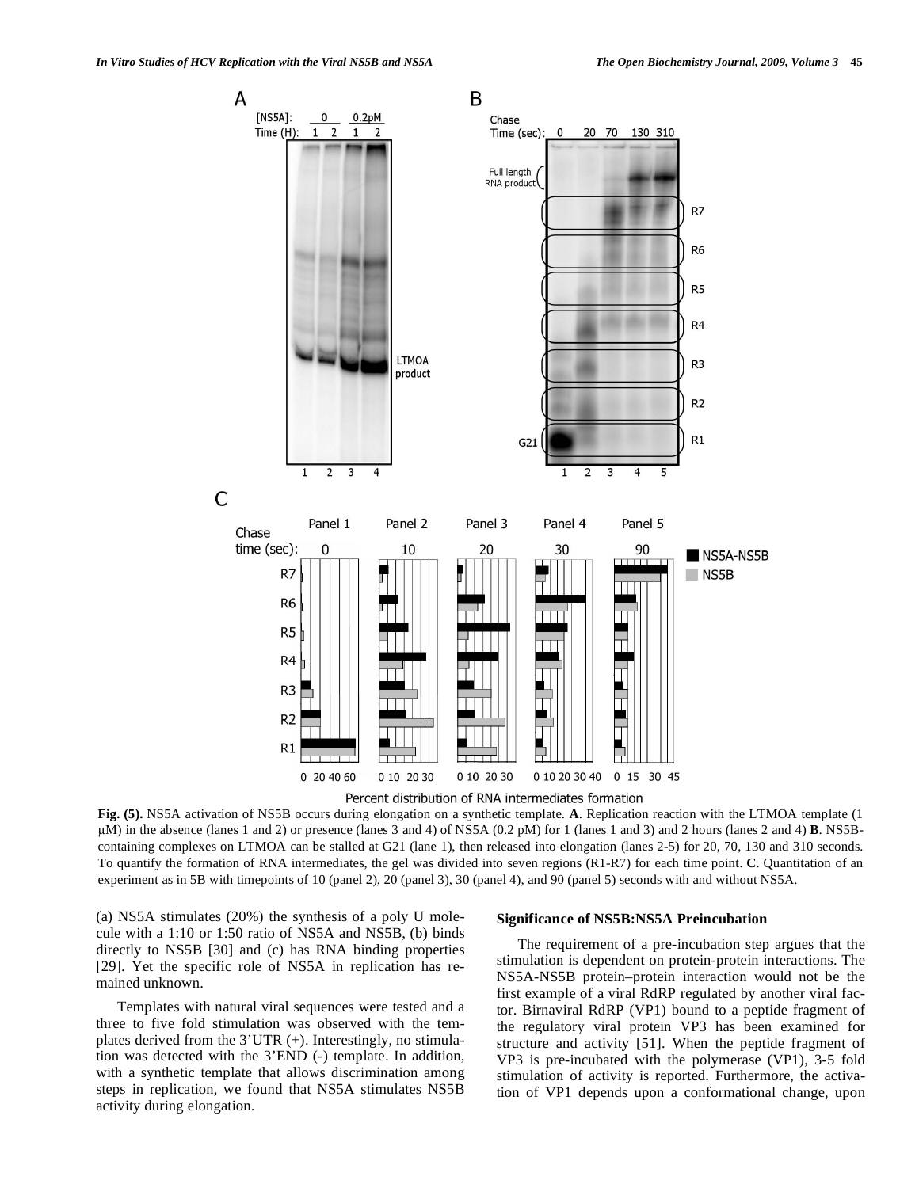**Fig. (5).** NS5A activation of NS5B occurs during elongation on a synthetic template. **A**. Replication reaction with the LTMOA template (1 μM) in the absence (lanes 1 and 2) or presence (lanes 3 and 4) of NS5A (0.2 pM) for 1 (lanes 1 and 3) and 2 hours (lanes 2 and 4) **B**. NS5B-containing complexes on LTMOA can be stalled at G21 (lane 1), then released into elongation (lanes 2-5) for 20, 70, 130 and 310 seconds. To quantify the formation of RNA intermediates, the gel was divided into seven regions (R1-R7) for each time point. **C**. Quantitation of an experiment as in 5B with timepoints of 10 (panel 2), 20 (panel 3), 30 (panel 4), and 90 (panel 5) seconds with and without NS5A.

(a) NS5A stimulates (20%) the synthesis of a poly U molecule with a 1:10 or 1:50 ratio of NS5A and NS5B, (b) binds directly to NS5B [30] and (c) has RNA binding properties [29]. Yet the specific role of NS5A in replication has remained unknown.

Templates with natural viral sequences were tested and a three to five fold stimulation was observed with the templates derived from the 3'UTR (+). Interestingly, no stimulation was detected with the 3'END (-) template. In addition, with a synthetic template that allows discrimination among steps in replication, we found that NS5A stimulates NS5B activity during elongation.

### Significance of NS5B:NS5A Preincubation

The requirement of a pre-incubation step argues that the stimulation is dependent on protein-protein interactions. The NS5A-NS5B protein–protein interaction would not be the first example of a viral RdRP regulated by another viral factor. Birnaviral RdRP (VP1) bound to a peptide fragment of the regulatory viral protein VP3 has been examined for structure and activity [51]. When the peptide fragment of VP3 is pre-incubated with the polymerase (VP1), 3-5 fold stimulation of activity is reported. Furthermore, the activation of VP1 depends upon a conformational change, upon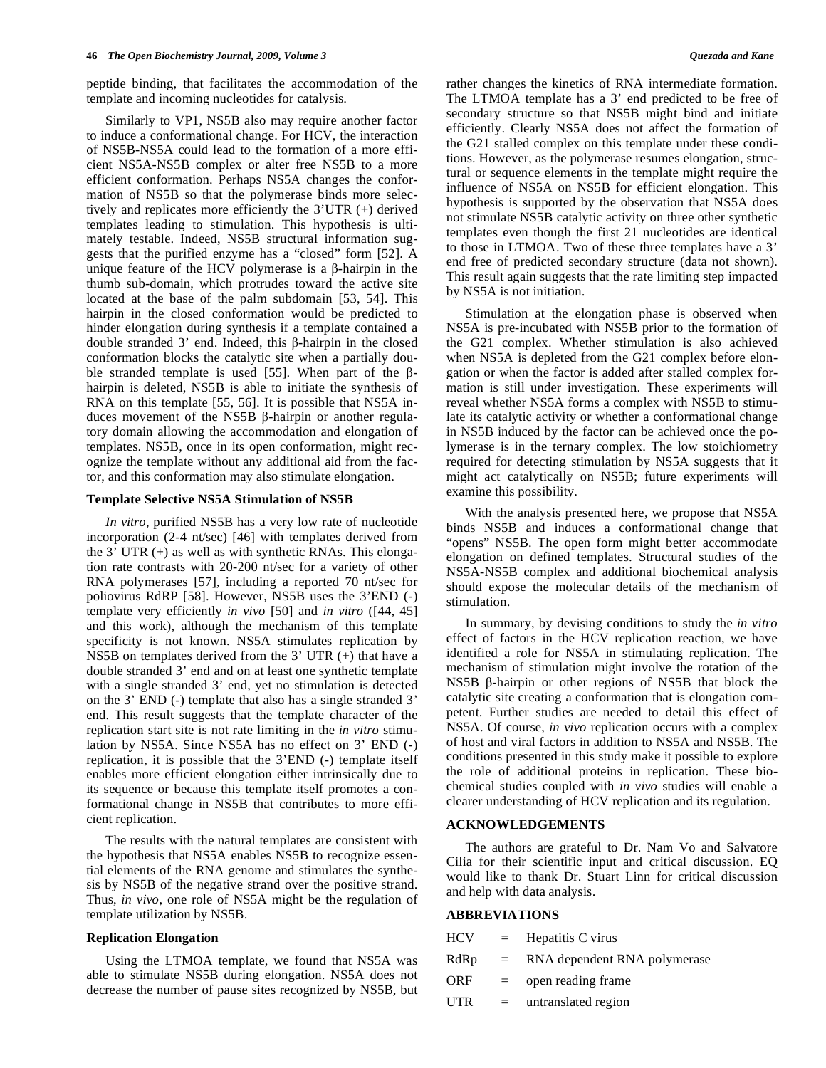peptide binding, that facilitates the accommodation of the template and incoming nucleotides for catalysis.

Similarly to VP1, NS5B also may require another factor to induce a conformational change. For HCV, the interaction of NS5B-NS5A could lead to the formation of a more efficient NS5A-NS5B complex or alter free NS5B to a more efficient conformation. Perhaps NS5A changes the conformation of NS5B so that the polymerase binds more selectively and replicates more efficiently the 3'UTR (+) derived templates leading to stimulation. This hypothesis is ultimately testable. Indeed, NS5B structural information suggests that the purified enzyme has a "closed" form [52]. A unique feature of the HCV polymerase is a β-hairpin in the thumb sub-domain, which protrudes toward the active site located at the base of the palm subdomain [53, 54]. This hairpin in the closed conformation would be predicted to hinder elongation during synthesis if a template contained a double stranded 3' end. Indeed, this β-hairpin in the closed conformation blocks the catalytic site when a partially double stranded template is used [55]. When part of the β-hairpin is deleted, NS5B is able to initiate the synthesis of RNA on this template [55, 56]. It is possible that NS5A induces movement of the NS5B β-hairpin or another regulatory domain allowing the accommodation and elongation of templates. NS5B, once in its open conformation, might recognize the template without any additional aid from the factor, and this conformation may also stimulate elongation.

### Template Selective NS5A Stimulation of NS5B

*In vitro*, purified NS5B has a very low rate of nucleotide incorporation (2-4 nt/sec) [46] with templates derived from the 3' UTR (+) as well as with synthetic RNAs. This elongation rate contrasts with 20-200 nt/sec for a variety of other RNA polymerases [57], including a reported 70 nt/sec for poliovirus RdRP [58]. However, NS5B uses the 3'END (-) template very efficiently *in vivo* [50] and *in vitro* ([44, 45] and this work), although the mechanism of this template specificity is not known. NS5A stimulates replication by NS5B on templates derived from the 3' UTR (+) that have a double stranded 3' end and on at least one synthetic template with a single stranded 3' end, yet no stimulation is detected on the 3' END (-) template that also has a single stranded 3' end. This result suggests that the template character of the replication start site is not rate limiting in the *in vitro* stimulation by NS5A. Since NS5A has no effect on 3' END (-) replication, it is possible that the 3'END (-) template itself enables more efficient elongation either intrinsically due to its sequence or because this template itself promotes a conformational change in NS5B that contributes to more efficient replication.

The results with the natural templates are consistent with the hypothesis that NS5A enables NS5B to recognize essential elements of the RNA genome and stimulates the synthesis by NS5B of the negative strand over the positive strand. Thus, *in vivo*, one role of NS5A might be the regulation of template utilization by NS5B.

### Replication Elongation

Using the LTMOA template, we found that NS5A was able to stimulate NS5B during elongation. NS5A does not decrease the number of pause sites recognized by NS5B, but rather changes the kinetics of RNA intermediate formation. The LTMOA template has a 3' end predicted to be free of secondary structure so that NS5B might bind and initiate efficiently. Clearly NS5A does not affect the formation of the G21 stalled complex on this template under these conditions. However, as the polymerase resumes elongation, structural or sequence elements in the template might require the influence of NS5A on NS5B for efficient elongation. This hypothesis is supported by the observation that NS5A does not stimulate NS5B catalytic activity on three other synthetic templates even though the first 21 nucleotides are identical to those in LTMOA. Two of these three templates have a 3' end free of predicted secondary structure (data not shown). This result again suggests that the rate limiting step impacted by NS5A is not initiation.

Stimulation at the elongation phase is observed when NS5A is pre-incubated with NS5B prior to the formation of the G21 complex. Whether stimulation is also achieved when NS5A is depleted from the G21 complex before elongation or when the factor is added after stalled complex formation is still under investigation. These experiments will reveal whether NS5A forms a complex with NS5B to stimulate its catalytic activity or whether a conformational change in NS5B induced by the factor can be achieved once the polymerase is in the ternary complex. The low stoichiometry required for detecting stimulation by NS5A suggests that it might act catalytically on NS5B; future experiments will examine this possibility.

With the analysis presented here, we propose that NS5A binds NS5B and induces a conformational change that "opens" NS5B. The open form might better accommodate elongation on defined templates. Structural studies of the NS5A-NS5B complex and additional biochemical analysis should expose the molecular details of the mechanism of stimulation.

In summary, by devising conditions to study the *in vitro* effect of factors in the HCV replication reaction, we have identified a role for NS5A in stimulating replication. The mechanism of stimulation might involve the rotation of the NS5B β-hairpin or other regions of NS5B that block the catalytic site creating a conformation that is elongation competent. Further studies are needed to detail this effect of NS5A. Of course, *in vivo* replication occurs with a complex of host and viral factors in addition to NS5A and NS5B. The conditions presented in this study make it possible to explore the role of additional proteins in replication. These biochemical studies coupled with *in vivo* studies will enable a clearer understanding of HCV replication and its regulation.

## ACKNOWLEDGEMENTS

The authors are grateful to Dr. Nam Vo and Salvatore Cilia for their scientific input and critical discussion. EQ would like to thank Dr. Stuart Linn for critical discussion and help with data analysis.

## ABBREVIATIONS

| | | |
|---|---|---|
| HCV | = | Hepatitis C virus |
| RdRp | = | RNA dependent RNA polymerase |
| ORF | = | open reading frame |
| UTR | = | untranslated region |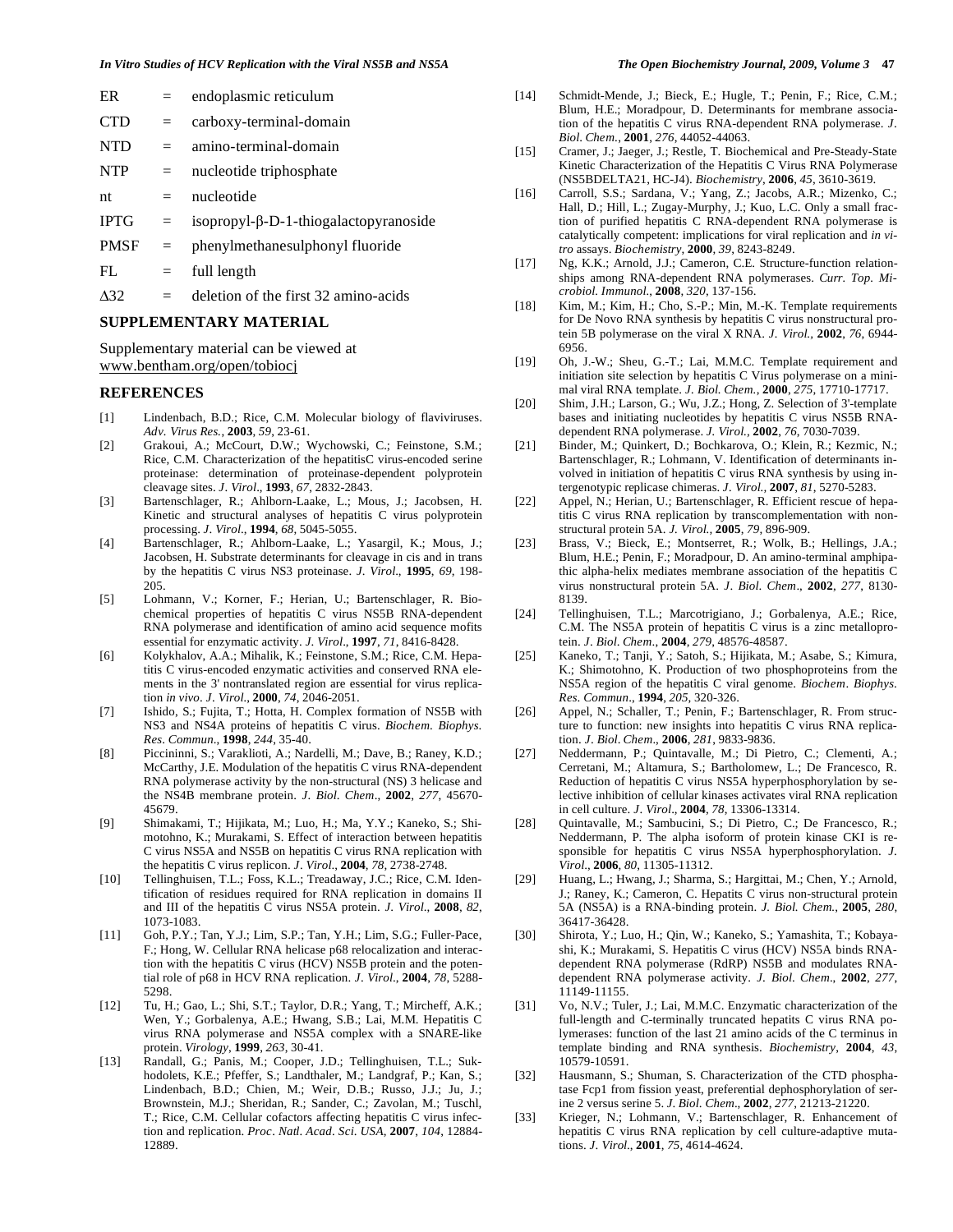ER = endoplasmic reticulum

CTD = carboxy-terminal-domain

NTD = amino-terminal-domain

NTP = nucleotide triphosphate

nt = nucleotide

IPTG = isopropyl-β-D-1-thiogalactopyranoside

PMSF = phenylmethanesulphonyl fluoride

FL = full length

Δ32 = deletion of the first 32 amino-acids

## SUPPLEMENTARY MATERIAL

Supplementary material can be viewed at www.bentham.org/open/tobiocj

## REFERENCES

[1] Lindenbach, B.D.; Rice, C.M. Molecular biology of flaviviruses. *Adv. Virus Res.*, **2003**, *59*, 23-61.

[2] Grakoui, A.; McCourt, D.W.; Wychowski, C.; Feinstone, S.M.; Rice, C.M. Characterization of the hepatitisC virus-encoded serine proteinase: determination of proteinase-dependent polyprotein cleavage sites. *J. Virol.*, **1993**, *67*, 2832-2843.

[3] Bartenschlager, R.; Ahlborn-Laake, L.; Mous, J.; Jacobsen, H. Kinetic and structural analyses of hepatitis C virus polyprotein processing. *J. Virol.*, **1994**, *68*, 5045-5055.

[4] Bartenschlager, R.; Ahlborn-Laake, L.; Yasargil, K.; Mous, J.; Jacobsen, H. Substrate determinants for cleavage in cis and in trans by the hepatitis C virus NS3 proteinase. *J. Virol.*, **1995**, *69*, 198-205.

[5] Lohmann, V.; Korner, F.; Herian, U.; Bartenschlager, R. Biochemical properties of hepatitis C virus NS5B RNA-dependent RNA polymerase and identification of amino acid sequence mofits essential for enzymatic activity. *J. Virol.*, **1997**, *71*, 8416-8428.

[6] Kolykhalov, A.A.; Mihalik, K.; Feinstone, S.M.; Rice, C.M. Hepatitis C virus-encoded enzymatic activities and conserved RNA elements in the 3' nontranslated region are essential for virus replication *in vivo*. *J. Virol.*, **2000**, *74*, 2046-2051.

[7] Ishido, S.; Fujita, T.; Hotta, H. Complex formation of NS5B with NS3 and NS4A proteins of hepatitis C virus. *Biochem. Biophys. Res. Commun.*, **1998**, *244*, 35-40.

[8] Piccininni, S.; Varaklioti, A.; Nardelli, M.; Dave, B.; Raney, K.D.; McCarthy, J.E. Modulation of the hepatitis C virus RNA-dependent RNA polymerase activity by the non-structural (NS) 3 helicase and the NS4B membrane protein. *J. Biol. Chem.*, **2002**, *277*, 45670-45679.

[9] Shimakami, T.; Hijikata, M.; Luo, H.; Ma, Y.Y.; Kaneko, S.; Shimotohno, K.; Murakami, S. Effect of interaction between hepatitis C virus NS5A and NS5B on hepatitis C virus RNA replication with the hepatitis C virus replicon. *J. Virol.*, **2004**, *78*, 2738-2748.

[10] Tellinghuisen, T.L.; Foss, K.L.; Treadaway, J.C.; Rice, C.M. Identification of residues required for RNA replication in domains II and III of the hepatitis C virus NS5A protein. *J. Virol.*, **2008**, *82*, 1073-1083.

[11] Goh, P.Y.; Tan, Y.J.; Lim, S.P.; Tan, Y.H.; Lim, S.G.; Fuller-Pace, F.; Hong, W. Cellular RNA helicase p68 relocalization and interaction with the hepatitis C virus (HCV) NS5B protein and the potential role of p68 in HCV RNA replication. *J. Virol.*, **2004**, *78*, 5288-5298.

[12] Tu, H.; Gao, L.; Shi, S.T.; Taylor, D.R.; Yang, T.; Mircheff, A.K.; Wen, Y.; Gorbalenya, A.E.; Hwang, S.B.; Lai, M.M. Hepatitis C virus RNA polymerase and NS5A complex with a SNARE-like protein. *Virology*, **1999**, *263*, 30-41.

[13] Randall, G.; Panis, M.; Cooper, J.D.; Tellinghuisen, T.L.; Sukhodolets, K.E.; Pfeffer, S.; Landthaler, M.; Landgraf, P.; Kan, S.; Lindenbach, B.D.; Chien, M.; Weir, D.B.; Russo, J.J.; Ju, J.; Brownstein, M.J.; Sheridan, R.; Sander, C.; Zavolan, M.; Tuschl, T.; Rice, C.M. Cellular cofactors affecting hepatitis C virus infection and replication. *Proc. Natl. Acad. Sci. USA*, **2007**, *104*, 12884-12889.

[14] Schmidt-Mende, J.; Bieck, E.; Hugle, T.; Penin, F.; Rice, C.M.; Blum, H.E.; Moradpour, D. Determinants for membrane association of the hepatitis C virus RNA-dependent RNA polymerase. *J. Biol. Chem.*, **2001**, *276*, 44052-44063.

[15] Cramer, J.; Jaeger, J.; Restle, T. Biochemical and Pre-Steady-State Kinetic Characterization of the Hepatitis C Virus RNA Polymerase (NS5BDELTA21, HC-J4). *Biochemistry*, **2006**, *45*, 3610-3619.

[16] Carroll, S.S.; Sardana, V.; Yang, Z.; Jacobs, A.R.; Mizenko, C.; Hall, D.; Hill, L.; Zugay-Murphy, J.; Kuo, L.C. Only a small fraction of purified hepatitis C RNA-dependent RNA polymerase is catalytically competent: implications for viral replication and *in vitro* assays. *Biochemistry*, **2000**, *39*, 8243-8249.

[17] Ng, K.K.; Arnold, J.J.; Cameron, C.E. Structure-function relationships among RNA-dependent RNA polymerases. *Curr. Top. Microbiol. Immunol.*, **2008**, *320*, 137-156.

[18] Kim, M.; Kim, H.; Cho, S.-P.; Min, M.-K. Template requirements for De Novo RNA synthesis by hepatitis C virus nonstructural protein 5B polymerase on the viral X RNA. *J. Virol.*, **2002**, *76*, 6944-6956.

[19] Oh, J.-W.; Sheu, G.-T.; Lai, M.M.C. Template requirement and initiation site selection by hepatitis C Virus polymerase on a minimal viral RNA template. *J. Biol. Chem.*, **2000**, *275*, 17710-17717.

[20] Shim, J.H.; Larson, G.; Wu, J.Z.; Hong, Z. Selection of 3'-template bases and initiating nucleotides by hepatitis C virus NS5B RNA-dependent RNA polymerase. *J. Virol.*, **2002**, *76*, 7030-7039.

[21] Binder, M.; Quinkert, D.; Bochkarova, O.; Klein, R.; Kezmic, N.; Bartenschlager, R.; Lohmann, V. Identification of determinants involved in initiation of hepatitis C virus RNA synthesis by using intergenotypic replicase chimeras. *J. Virol.*, **2007**, *81*, 5270-5283.

[22] Appel, N.; Herian, U.; Bartenschlager, R. Efficient rescue of hepatitis C virus RNA replication by transcomplementation with nonstructural protein 5A. *J. Virol.*, **2005**, *79*, 896-909.

[23] Brass, V.; Bieck, E.; Montserret, R.; Wolk, B.; Hellings, J.A.; Blum, H.E.; Penin, F.; Moradpour, D. An amino-terminal amphipathic alpha-helix mediates membrane association of the hepatitis C virus nonstructural protein 5A. *J. Biol. Chem.*, **2002**, *277*, 8130-8139.

[24] Tellinghuisen, T.L.; Marcotrigiano, J.; Gorbalenya, A.E.; Rice, C.M. The NS5A protein of hepatitis C virus is a zinc metalloprotein. *J. Biol. Chem.*, **2004**, *279*, 48576-48587.

[25] Kaneko, T.; Tanji, Y.; Satoh, S.; Hijikata, M.; Asabe, S.; Kimura, K.; Shimotohno, K. Production of two phosphoproteins from the NS5A region of the hepatitis C viral genome. *Biochem. Biophys. Res. Commun.*, **1994**, *205*, 320-326.

[26] Appel, N.; Schaller, T.; Penin, F.; Bartenschlager, R. From structure to function: new insights into hepatitis C virus RNA replication. *J. Biol. Chem.*, **2006**, *281*, 9833-9836.

[27] Neddermann, P.; Quintavalle, M.; Di Pietro, C.; Clementi, A.; Cerretani, M.; Altamura, S.; Bartholomew, L.; De Francesco, R. Reduction of hepatitis C virus NS5A hyperphosphorylation by selective inhibition of cellular kinases activates viral RNA replication in cell culture. *J. Virol.*, **2004**, *78*, 13306-13314.

[28] Quintavalle, M.; Sambucini, S.; Di Pietro, C.; De Francesco, R.; Neddermann, P. The alpha isoform of protein kinase CKI is responsible for hepatitis C virus NS5A hyperphosphorylation. *J. Virol.*, **2006**, *80*, 11305-11312.

[29] Huang, L.; Hwang, J.; Sharma, S.; Hargittai, M.; Chen, Y.; Arnold, J.; Raney, K.; Cameron, C. Hepatits C virus non-structural protein 5A (NS5A) is a RNA-binding protein. *J. Biol. Chem.*, **2005**, *280*, 36417-36428.

[30] Shirota, Y.; Luo, H.; Qin, W.; Kaneko, S.; Yamashita, T.; Kobayashi, K.; Murakami, S. Hepatitis C virus (HCV) NS5A binds RNA-dependent RNA polymerase (RdRP) NS5B and modulates RNA-dependent RNA polymerase activity. *J. Biol. Chem.*, **2002**, *277*, 11149-11155.

[31] Vo, N.V.; Tuler, J.; Lai, M.M.C. Enzymatic characterization of the full-length and C-terminally truncated hepatits C virus RNA polymerases: function of the last 21 amino acids of the C terminus in template binding and RNA synthesis. *Biochemistry*, **2004**, *43*, 10579-10591.

[32] Hausmann, S.; Shuman, S. Characterization of the CTD phosphatase Fcp1 from fission yeast, preferential dephosphorylation of serine 2 versus serine 5. *J. Biol. Chem.*, **2002**, *277*, 21213-21220.

[33] Krieger, N.; Lohmann, V.; Bartenschlager, R. Enhancement of hepatitis C virus RNA replication by cell culture-adaptive mutations. *J. Virol.*, **2001**, *75*, 4614-4624.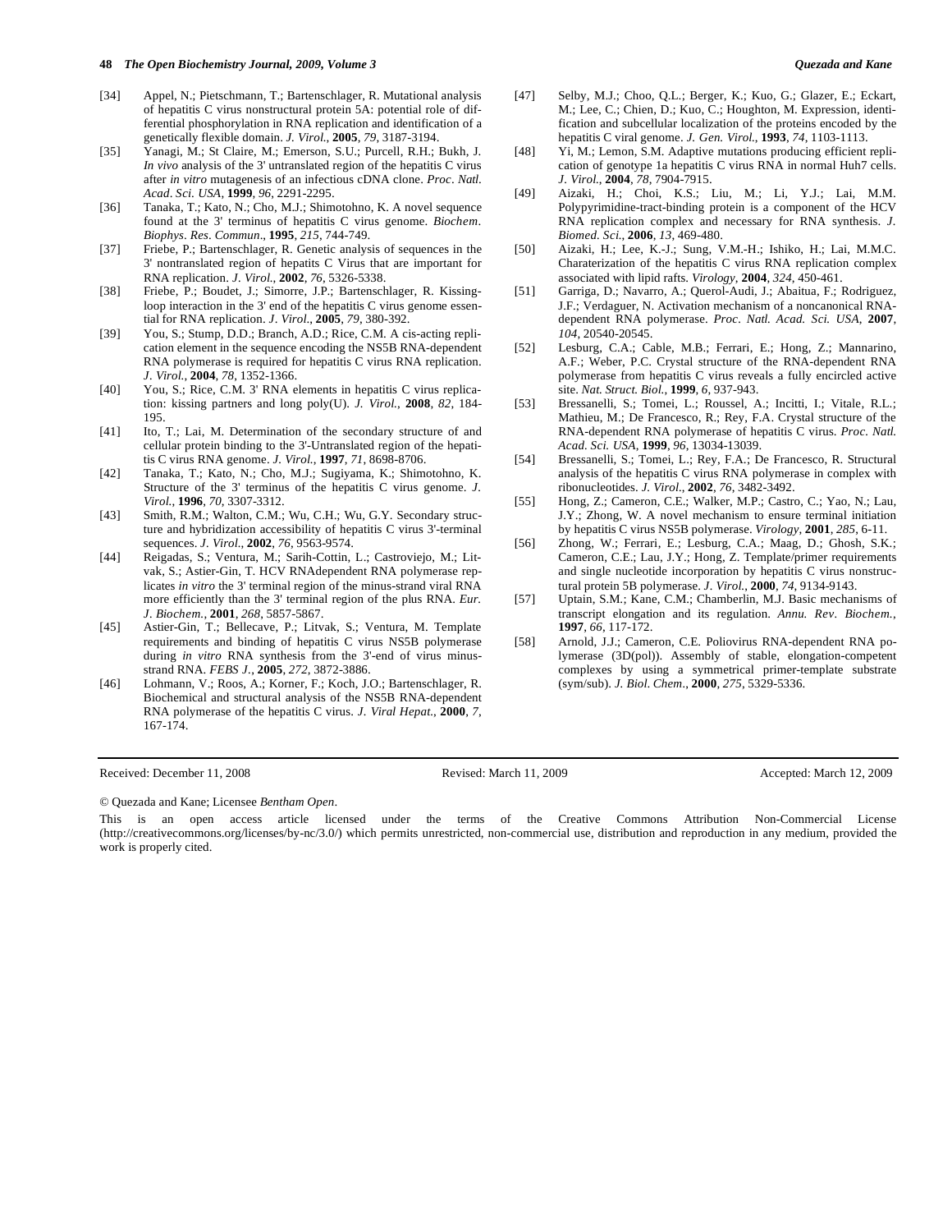[34] Appel, N.; Pietschmann, T.; Bartenschlager, R. Mutational analysis of hepatitis C virus nonstructural protein 5A: potential role of differential phosphorylation in RNA replication and identification of a genetically flexible domain. *J. Virol.*, **2005**, *79*, 3187-3194.

[35] Yanagi, M.; St Claire, M.; Emerson, S.U.; Purcell, R.H.; Bukh, J. *In vivo* analysis of the 3' untranslated region of the hepatitis C virus after *in vitro* mutagenesis of an infectious cDNA clone. *Proc. Natl. Acad. Sci. USA*, **1999**, *96*, 2291-2295.

[36] Tanaka, T.; Kato, N.; Cho, M.J.; Shimotohno, K. A novel sequence found at the 3' terminus of hepatitis C virus genome. *Biochem. Biophys. Res. Commun.*, **1995**, *215*, 744-749.

[37] Friebe, P.; Bartenschlager, R. Genetic analysis of sequences in the 3' nontranslated region of hepatitis C Virus that are important for RNA replication. *J. Virol.*, **2002**, *76*, 5326-5338.

[38] Friebe, P.; Boudet, J.; Simorre, J.P.; Bartenschlager, R. Kissing-loop interaction in the 3' end of the hepatitis C virus genome essential for RNA replication. *J. Virol.*, **2005**, *79*, 380-392.

[39] You, S.; Stump, D.D.; Branch, A.D.; Rice, C.M. A cis-acting replication element in the sequence encoding the NS5B RNA-dependent RNA polymerase is required for hepatitis C virus RNA replication. *J. Virol.*, **2004**, *78*, 1352-1366.

[40] You, S.; Rice, C.M. 3' RNA elements in hepatitis C virus replication: kissing partners and long poly(U). *J. Virol.*, **2008**, *82*, 184-195.

[41] Ito, T.; Lai, M. Determination of the secondary structure of and cellular protein binding to the 3'-Untranslated region of the hepatitis C virus RNA genome. *J. Virol.*, **1997**, *71*, 8698-8706.

[42] Tanaka, T.; Kato, N.; Cho, M.J.; Sugiyama, K.; Shimotohno, K. Structure of the 3' terminus of the hepatitis C virus genome. *J. Virol.*, **1996**, *70*, 3307-3312.

[43] Smith, R.M.; Walton, C.M.; Wu, C.H.; Wu, G.Y. Secondary structure and hybridization accessibility of hepatitis C virus 3'-terminal sequences. *J. Virol.*, **2002**, *76*, 9563-9574.

[44] Reigadas, S.; Ventura, M.; Sarih-Cottin, L.; Castroviejo, M.; Litvak, S.; Astier-Gin, T. HCV RNAdependent RNA polymerase replicates *in vitro* the 3' terminal region of the minus-strand viral RNA more efficiently than the 3' terminal region of the plus RNA. *Eur. J. Biochem.*, **2001**, *268*, 5857-5867.

[45] Astier-Gin, T.; Bellecave, P.; Litvak, S.; Ventura, M. Template requirements and binding of hepatitis C virus NS5B polymerase during *in vitro* RNA synthesis from the 3'-end of virus minus-strand RNA. *FEBS J.*, **2005**, *272*, 3872-3886.

[46] Lohmann, V.; Roos, A.; Korner, F.; Koch, J.O.; Bartenschlager, R. Biochemical and structural analysis of the NS5B RNA-dependent RNA polymerase of the hepatitis C virus. *J. Viral Hepat.*, **2000**, *7*, 167-174.

[47] Selby, M.J.; Choo, Q.L.; Berger, K.; Kuo, G.; Glazer, E.; Eckart, M.; Lee, C.; Chien, D.; Kuo, C.; Houghton, M. Expression, identification and subcellular localization of the proteins encoded by the hepatitis C viral genome. *J. Gen. Virol.*, **1993**, *74*, 1103-1113.

[48] Yi, M.; Lemon, S.M. Adaptive mutations producing efficient replication of genotype 1a hepatitis C virus RNA in normal Huh7 cells. *J. Virol.*, **2004**, *78*, 7904-7915.

[49] Aizaki, H.; Choi, K.S.; Liu, M.; Li, Y.J.; Lai, M.M. Polypyrimidine-tract-binding protein is a component of the HCV RNA replication complex and necessary for RNA synthesis. *J. Biomed. Sci.*, **2006**, *13*, 469-480.

[50] Aizaki, H.; Lee, K.-J.; Sung, V.M.-H.; Ishiko, H.; Lai, M.M.C. Charaterization of the hepatitis C virus RNA replication complex associated with lipid rafts. *Virology*, **2004**, *324*, 450-461.

[51] Garriga, D.; Navarro, A.; Querol-Audi, J.; Abaitua, F.; Rodriguez, J.F.; Verdaguer, N. Activation mechanism of a noncanonical RNA-dependent RNA polymerase. *Proc. Natl. Acad. Sci. USA*, **2007**, *104*, 20540-20545.

[52] Lesburg, C.A.; Cable, M.B.; Ferrari, E.; Hong, Z.; Mannarino, A.F.; Weber, P.C. Crystal structure of the RNA-dependent RNA polymerase from hepatitis C virus reveals a fully encircled active site. *Nat. Struct. Biol.*, **1999**, *6*, 937-943.

[53] Bressanelli, S.; Tomei, L.; Roussel, A.; Incitti, I.; Vitale, R.L.; Mathieu, M.; De Francesco, R.; Rey, F.A. Crystal structure of the RNA-dependent RNA polymerase of hepatitis C virus. *Proc. Natl. Acad. Sci. USA*, **1999**, *96*, 13034-13039.

[54] Bressanelli, S.; Tomei, L.; Rey, F.A.; De Francesco, R. Structural analysis of the hepatitis C virus RNA polymerase in complex with ribonucleotides. *J. Virol.*, **2002**, *76*, 3482-3492.

[55] Hong, Z.; Cameron, C.E.; Walker, M.P.; Castro, C.; Yao, N.; Lau, J.Y.; Zhong, W. A novel mechanism to ensure terminal initiation by hepatitis C virus NS5B polymerase. *Virology*, **2001**, *285*, 6-11.

[56] Zhong, W.; Ferrari, E.; Lesburg, C.A.; Maag, D.; Ghosh, S.K.; Cameron, C.E.; Lau, J.Y.; Hong, Z. Template/primer requirements and single nucleotide incorporation by hepatitis C virus nonstructural protein 5B polymerase. *J. Virol.*, **2000**, *74*, 9134-9143.

[57] Uptain, S.M.; Kane, C.M.; Chamberlin, M.J. Basic mechanisms of transcript elongation and its regulation. *Annu. Rev. Biochem.*, **1997**, *66*, 117-172.

[58] Arnold, J.J.; Cameron, C.E. Poliovirus RNA-dependent RNA polymerase (3D(pol)). Assembly of stable, elongation-competent complexes by using a symmetrical primer-template substrate (sym/sub). *J. Biol. Chem.*, **2000**, *275*, 5329-5336.

---

Received: December 11, 2008 Revised: March 11, 2009 Accepted: March 12, 2009

© Quezada and Kane; Licensee *Bentham Open*.

This is an open access article licensed under the terms of the Creative Commons Attribution Non-Commercial License (http://creativecommons.org/licenses/by-nc/3.0/) which permits unrestricted, non-commercial use, distribution and reproduction in any medium, provided the work is properly cited.